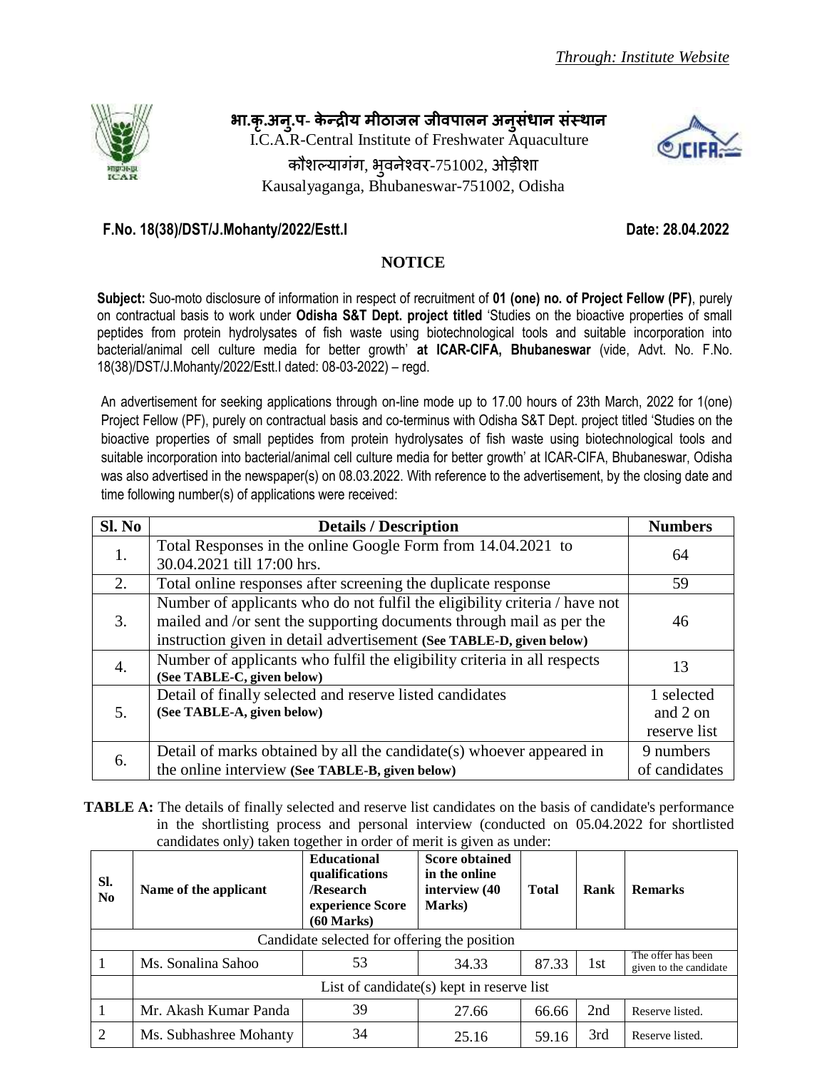*Through: Institute Website*

**भा.कृ.अनु.प- केन्द्रीय मीठाजल जीवपालन अनुसंधान संस्थान**

I.C.A.R-Central Institute of Freshwater Aquaculture

कौशल्यागंग, भुवनेश्वर-751002, ओड़ीशा

Kausalyaganga, Bhubaneswar-751002, Odisha

**F.No. 18(38)/DST/J.Mohanty/2022/Estt.I** **Date: 28.04.2022**

## NOTICE

**Subject:** Suo-moto disclosure of information in respect of recruitment of **01 (one) no. of Project Fellow (PF)**, purely on contractual basis to work under **Odisha S&T Dept. project titled** 'Studies on the bioactive properties of small peptides from protein hydrolysates of fish waste using biotechnological tools and suitable incorporation into bacterial/animal cell culture media for better growth' **at ICAR-CIFA, Bhubaneswar** (vide, Advt. No. F.No. 18(38)/DST/J.Mohanty/2022/Estt.I dated: 08-03-2022) – regd.

An advertisement for seeking applications through on-line mode up to 17.00 hours of 23th March, 2022 for 1(one) Project Fellow (PF), purely on contractual basis and co-terminus with Odisha S&T Dept. project titled 'Studies on the bioactive properties of small peptides from protein hydrolysates of fish waste using biotechnological tools and suitable incorporation into bacterial/animal cell culture media for better growth' at ICAR-CIFA, Bhubaneswar, Odisha was also advertised in the newspaper(s) on 08.03.2022. With reference to the advertisement, by the closing date and time following number(s) of applications were received:

| Sl. No | Details / Description | Numbers |
|---|---|---|
| 1. | Total Responses in the online Google Form from 14.04.2021 to 30.04.2021 till 17:00 hrs. | 64 |
| 2. | Total online responses after screening the duplicate response | 59 |
| 3. | Number of applicants who do not fulfil the eligibility criteria / have not mailed and /or sent the supporting documents through mail as per the instruction given in detail advertisement **(See TABLE-D, given below)** | 46 |
| 4. | Number of applicants who fulfil the eligibility criteria in all respects **(See TABLE-C, given below)** | 13 |
| 5. | Detail of finally selected and reserve listed candidates **(See TABLE-A, given below)** | 1 selected and 2 on reserve list |
| 6. | Detail of marks obtained by all the candidate(s) whoever appeared in the online interview **(See TABLE-B, given below)** | 9 numbers of candidates |

**TABLE A:** The details of finally selected and reserve list candidates on the basis of candidate's performance in the shortlisting process and personal interview (conducted on 05.04.2022 for shortlisted candidates only) taken together in order of merit is given as under:

| Sl. No | Name of the applicant | Educational qualifications /Research experience Score (60 Marks) | Score obtained in the online interview (40 Marks) | Total | Rank | Remarks |
|---|---|---|---|---|---|---|
| Candidate selected for offering the position | | | | | | |
| 1 | Ms. Sonalina Sahoo | 53 | 34.33 | 87.33 | 1st | The offer has been given to the candidate |
| | List of candidate(s) kept in reserve list | | | | | |
| 1 | Mr. Akash Kumar Panda | 39 | 27.66 | 66.66 | 2nd | Reserve listed. |
| 2 | Ms. Subhashree Mohanty | 34 | 25.16 | 59.16 | 3rd | Reserve listed. |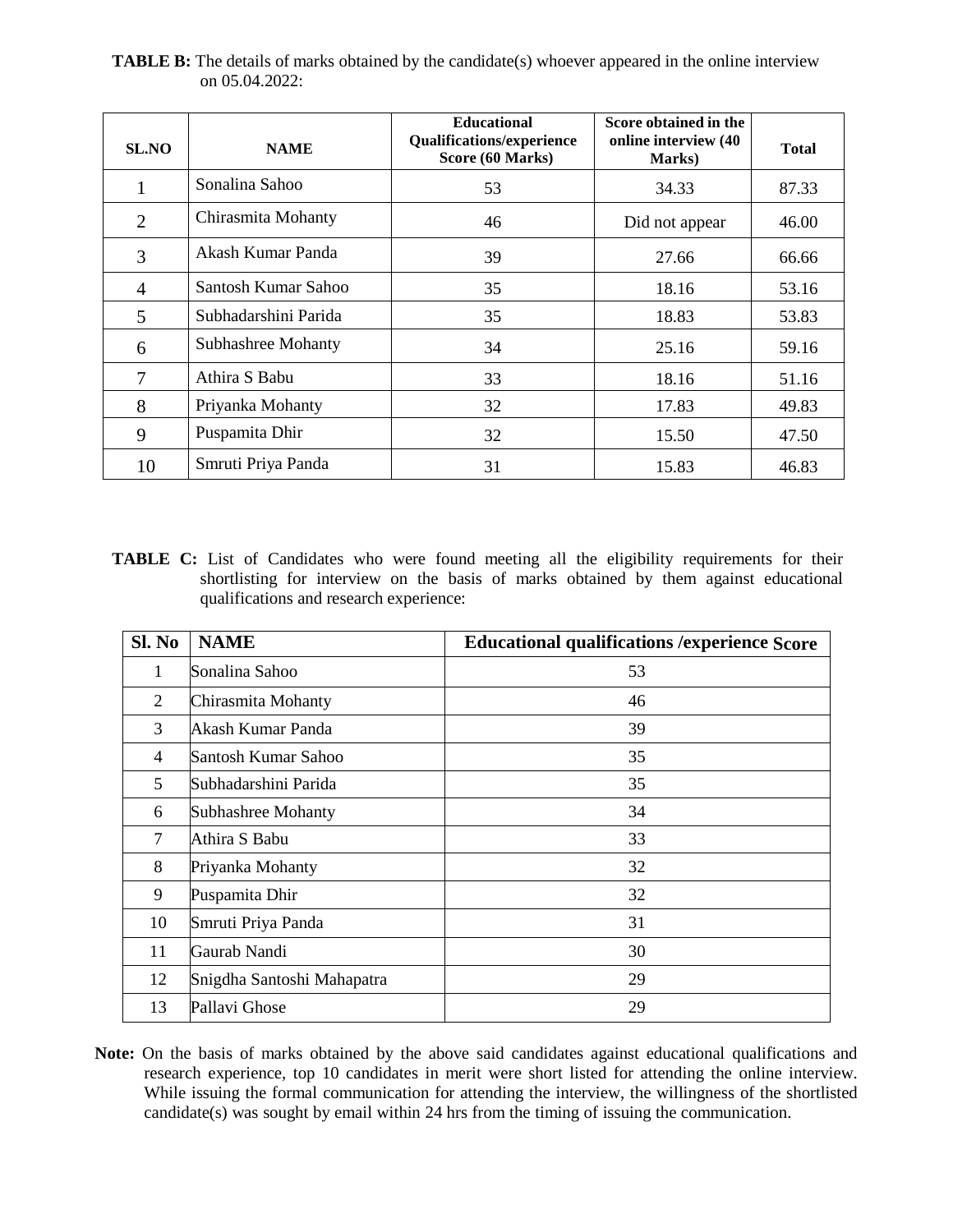**TABLE B:** The details of marks obtained by the candidate(s) whoever appeared in the online interview on 05.04.2022:

| SL.NO | NAME | Educational Qualifications/experience Score (60 Marks) | Score obtained in the online interview (40 Marks) | Total |
|---|---|---|---|---|
| 1 | Sonalina Sahoo | 53 | 34.33 | 87.33 |
| 2 | Chirasmita Mohanty | 46 | Did not appear | 46.00 |
| 3 | Akash Kumar Panda | 39 | 27.66 | 66.66 |
| 4 | Santosh Kumar Sahoo | 35 | 18.16 | 53.16 |
| 5 | Subhadarshini Parida | 35 | 18.83 | 53.83 |
| 6 | Subhashree Mohanty | 34 | 25.16 | 59.16 |
| 7 | Athira S Babu | 33 | 18.16 | 51.16 |
| 8 | Priyanka Mohanty | 32 | 17.83 | 49.83 |
| 9 | Puspamita Dhir | 32 | 15.50 | 47.50 |
| 10 | Smruti Priya Panda | 31 | 15.83 | 46.83 |

**TABLE C:** List of Candidates who were found meeting all the eligibility requirements for their shortlisting for interview on the basis of marks obtained by them against educational qualifications and research experience:

| Sl. No | NAME | Educational qualifications /experience Score |
|---|---|---|
| 1 | Sonalina Sahoo | 53 |
| 2 | Chirasmita Mohanty | 46 |
| 3 | Akash Kumar Panda | 39 |
| 4 | Santosh Kumar Sahoo | 35 |
| 5 | Subhadarshini Parida | 35 |
| 6 | Subhashree Mohanty | 34 |
| 7 | Athira S Babu | 33 |
| 8 | Priyanka Mohanty | 32 |
| 9 | Puspamita Dhir | 32 |
| 10 | Smruti Priya Panda | 31 |
| 11 | Gaurab Nandi | 30 |
| 12 | Snigdha Santoshi Mahapatra | 29 |
| 13 | Pallavi Ghose | 29 |

**Note:** On the basis of marks obtained by the above said candidates against educational qualifications and research experience, top 10 candidates in merit were short listed for attending the online interview. While issuing the formal communication for attending the interview, the willingness of the shortlisted candidate(s) was sought by email within 24 hrs from the timing of issuing the communication.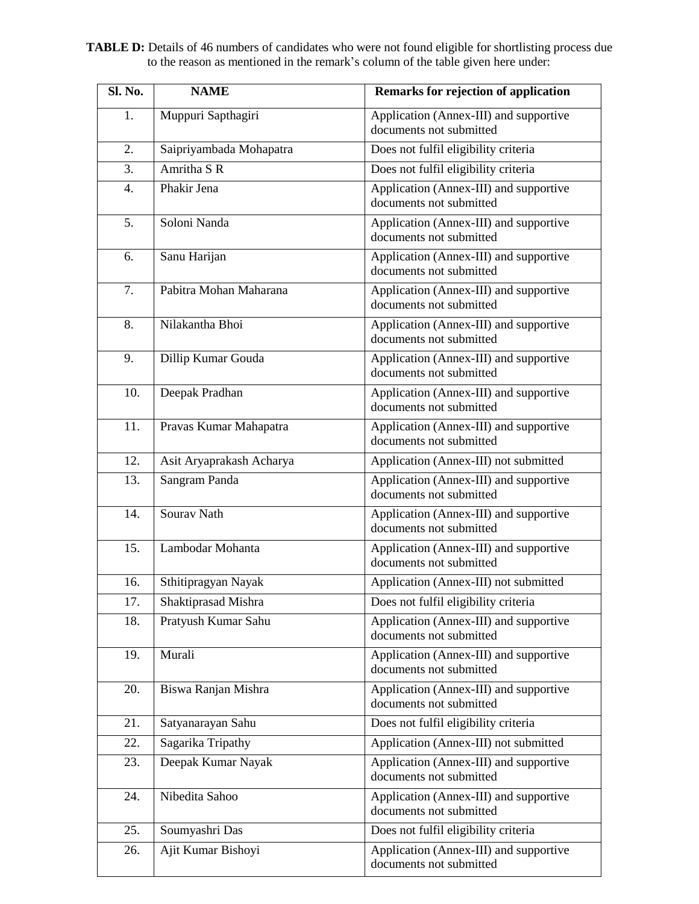**TABLE D:** Details of 46 numbers of candidates who were not found eligible for shortlisting process due to the reason as mentioned in the remark's column of the table given here under:

| Sl. No. | NAME | Remarks for rejection of application |
|---|---|---|
| 1. | Muppuri Sapthagiri | Application (Annex-III) and supportive documents not submitted |
| 2. | Saipriyambada Mohapatra | Does not fulfil eligibility criteria |
| 3. | Amritha S R | Does not fulfil eligibility criteria |
| 4. | Phakir Jena | Application (Annex-III) and supportive documents not submitted |
| 5. | Soloni Nanda | Application (Annex-III) and supportive documents not submitted |
| 6. | Sanu Harijan | Application (Annex-III) and supportive documents not submitted |
| 7. | Pabitra Mohan Maharana | Application (Annex-III) and supportive documents not submitted |
| 8. | Nilakantha Bhoi | Application (Annex-III) and supportive documents not submitted |
| 9. | Dillip Kumar Gouda | Application (Annex-III) and supportive documents not submitted |
| 10. | Deepak Pradhan | Application (Annex-III) and supportive documents not submitted |
| 11. | Pravas Kumar Mahapatra | Application (Annex-III) and supportive documents not submitted |
| 12. | Asit Aryaprakash Acharya | Application (Annex-III) not submitted |
| 13. | Sangram Panda | Application (Annex-III) and supportive documents not submitted |
| 14. | Sourav Nath | Application (Annex-III) and supportive documents not submitted |
| 15. | Lambodar Mohanta | Application (Annex-III) and supportive documents not submitted |
| 16. | Sthitipragyan Nayak | Application (Annex-III) not submitted |
| 17. | Shaktiprasad Mishra | Does not fulfil eligibility criteria |
| 18. | Pratyush Kumar Sahu | Application (Annex-III) and supportive documents not submitted |
| 19. | Murali | Application (Annex-III) and supportive documents not submitted |
| 20. | Biswa Ranjan Mishra | Application (Annex-III) and supportive documents not submitted |
| 21. | Satyanarayan Sahu | Does not fulfil eligibility criteria |
| 22. | Sagarika Tripathy | Application (Annex-III) not submitted |
| 23. | Deepak Kumar Nayak | Application (Annex-III) and supportive documents not submitted |
| 24. | Nibedita Sahoo | Application (Annex-III) and supportive documents not submitted |
| 25. | Soumyashri Das | Does not fulfil eligibility criteria |
| 26. | Ajit Kumar Bishoyi | Application (Annex-III) and supportive documents not submitted |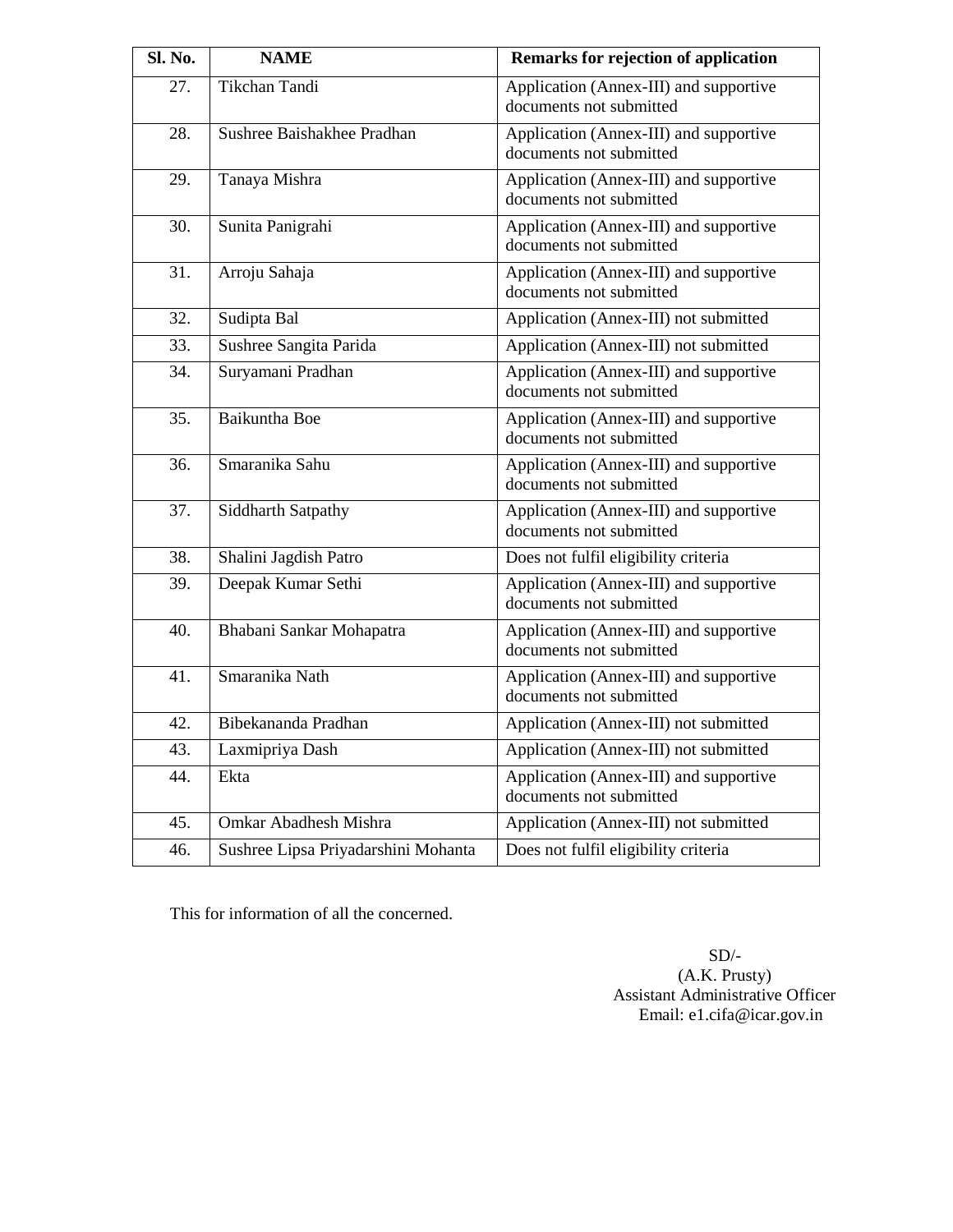| Sl. No. | NAME | Remarks for rejection of application |
|---|---|---|
| 27. | Tikchan Tandi | Application (Annex-III) and supportive documents not submitted |
| 28. | Sushree Baishakhee Pradhan | Application (Annex-III) and supportive documents not submitted |
| 29. | Tanaya Mishra | Application (Annex-III) and supportive documents not submitted |
| 30. | Sunita Panigrahi | Application (Annex-III) and supportive documents not submitted |
| 31. | Arroju Sahaja | Application (Annex-III) and supportive documents not submitted |
| 32. | Sudipta Bal | Application (Annex-III) not submitted |
| 33. | Sushree Sangita Parida | Application (Annex-III) not submitted |
| 34. | Suryamani Pradhan | Application (Annex-III) and supportive documents not submitted |
| 35. | Baikuntha Boe | Application (Annex-III) and supportive documents not submitted |
| 36. | Smaranika Sahu | Application (Annex-III) and supportive documents not submitted |
| 37. | Siddharth Satpathy | Application (Annex-III) and supportive documents not submitted |
| 38. | Shalini Jagdish Patro | Does not fulfil eligibility criteria |
| 39. | Deepak Kumar Sethi | Application (Annex-III) and supportive documents not submitted |
| 40. | Bhabani Sankar Mohapatra | Application (Annex-III) and supportive documents not submitted |
| 41. | Smaranika Nath | Application (Annex-III) and supportive documents not submitted |
| 42. | Bibekananda Pradhan | Application (Annex-III) not submitted |
| 43. | Laxmipriya Dash | Application (Annex-III) not submitted |
| 44. | Ekta | Application (Annex-III) and supportive documents not submitted |
| 45. | Omkar Abadhesh Mishra | Application (Annex-III) not submitted |
| 46. | Sushree Lipsa Priyadarshini Mohanta | Does not fulfil eligibility criteria |

This for information of all the concerned.

SD/-
(A.K. Prusty)
Assistant Administrative Officer
Email: e1.cifa@icar.gov.in